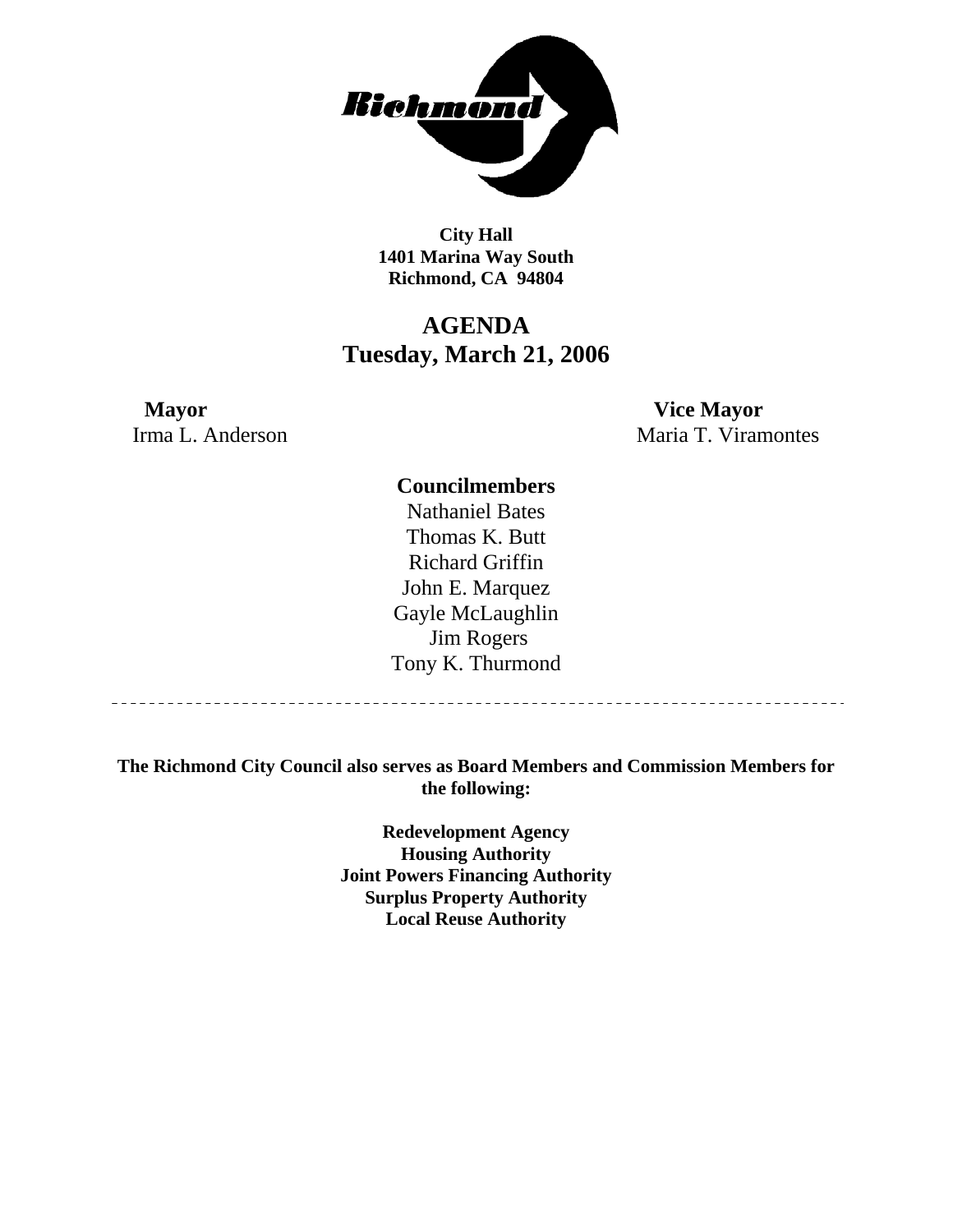**City Hall**
**1401 Marina Way South**
**Richmond, CA 94804**

# AGENDA
## Tuesday, March 21, 2006

**Mayor**
Irma L. Anderson

**Vice Mayor**
Maria T. Viramontes

**Councilmembers**
Nathaniel Bates
Thomas K. Butt
Richard Griffin
John E. Marquez
Gayle McLaughlin
Jim Rogers
Tony K. Thurmond

---

**The Richmond City Council also serves as Board Members and Commission Members for the following:**

**Redevelopment Agency**
**Housing Authority**
**Joint Powers Financing Authority**
**Surplus Property Authority**
**Local Reuse Authority**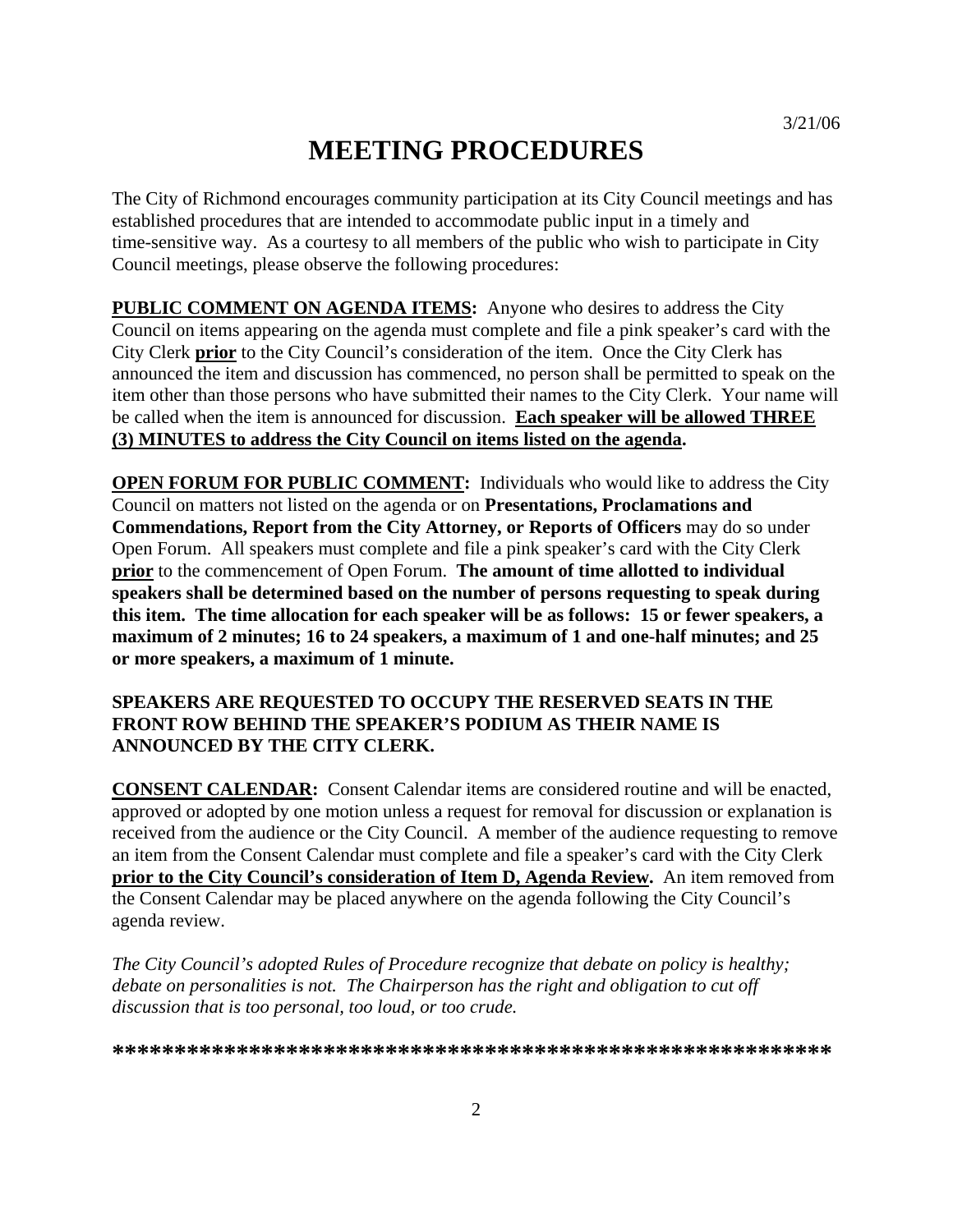3/21/06

# MEETING PROCEDURES

The City of Richmond encourages community participation at its City Council meetings and has established procedures that are intended to accommodate public input in a timely and time-sensitive way. As a courtesy to all members of the public who wish to participate in City Council meetings, please observe the following procedures:

**PUBLIC COMMENT ON AGENDA ITEMS:** Anyone who desires to address the City Council on items appearing on the agenda must complete and file a pink speaker's card with the City Clerk **prior** to the City Council's consideration of the item. Once the City Clerk has announced the item and discussion has commenced, no person shall be permitted to speak on the item other than those persons who have submitted their names to the City Clerk. Your name will be called when the item is announced for discussion. **Each speaker will be allowed THREE (3) MINUTES to address the City Council on items listed on the agenda.**

**OPEN FORUM FOR PUBLIC COMMENT:** Individuals who would like to address the City Council on matters not listed on the agenda or on **Presentations, Proclamations and Commendations, Report from the City Attorney, or Reports of Officers** may do so under Open Forum. All speakers must complete and file a pink speaker's card with the City Clerk **prior** to the commencement of Open Forum. **The amount of time allotted to individual speakers shall be determined based on the number of persons requesting to speak during this item. The time allocation for each speaker will be as follows: 15 or fewer speakers, a maximum of 2 minutes; 16 to 24 speakers, a maximum of 1 and one-half minutes; and 25 or more speakers, a maximum of 1 minute.**

**SPEAKERS ARE REQUESTED TO OCCUPY THE RESERVED SEATS IN THE FRONT ROW BEHIND THE SPEAKER'S PODIUM AS THEIR NAME IS ANNOUNCED BY THE CITY CLERK.**

**CONSENT CALENDAR:** Consent Calendar items are considered routine and will be enacted, approved or adopted by one motion unless a request for removal for discussion or explanation is received from the audience or the City Council. A member of the audience requesting to remove an item from the Consent Calendar must complete and file a speaker's card with the City Clerk **prior to the City Council's consideration of Item D, Agenda Review.** An item removed from the Consent Calendar may be placed anywhere on the agenda following the City Council's agenda review.

*The City Council's adopted Rules of Procedure recognize that debate on policy is healthy; debate on personalities is not. The Chairperson has the right and obligation to cut off discussion that is too personal, too loud, or too crude.*

***********************************************************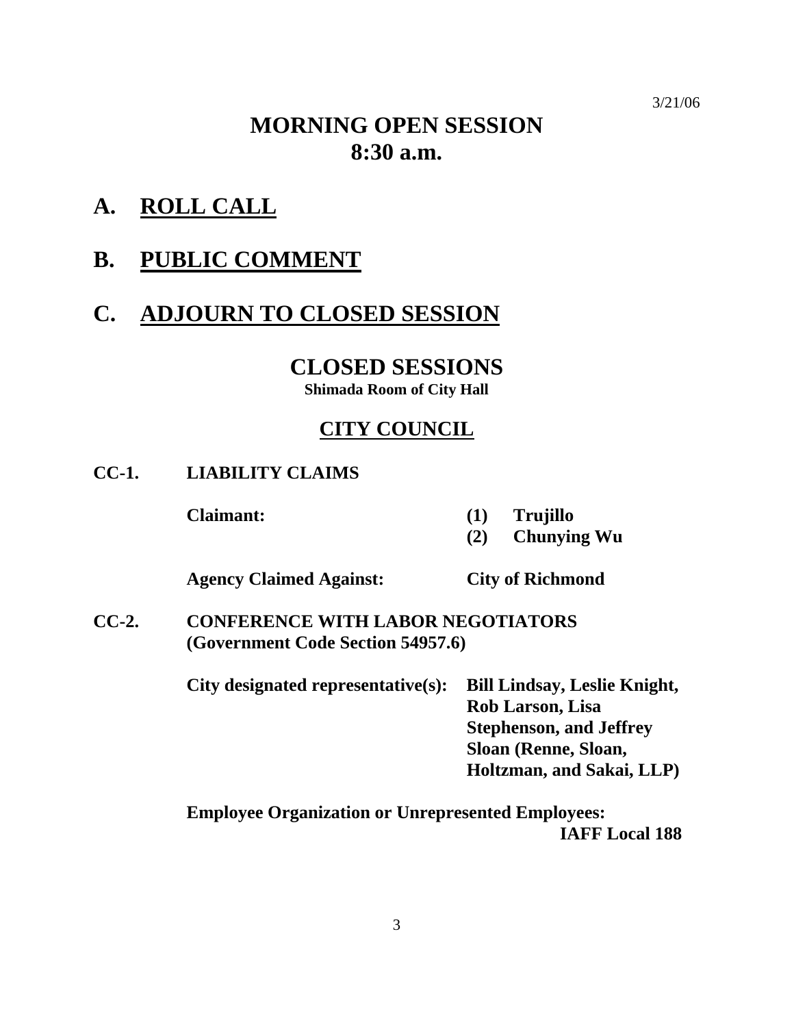3/21/06

# MORNING OPEN SESSION
# 8:30 a.m.

## A. ROLL CALL

## B. PUBLIC COMMENT

## C. ADJOURN TO CLOSED SESSION

# CLOSED SESSIONS

**Shimada Room of City Hall**

## CITY COUNCIL

**CC-1. LIABILITY CLAIMS**

**Claimant:** **(1) Trujillo**
**(2) Chunying Wu**

**Agency Claimed Against:** **City of Richmond**

**CC-2. CONFERENCE WITH LABOR NEGOTIATORS (Government Code Section 54957.6)**

**City designated representative(s):** **Bill Lindsay, Leslie Knight, Rob Larson, Lisa Stephenson, and Jeffrey Sloan (Renne, Sloan, Holtzman, and Sakai, LLP)**

**Employee Organization or Unrepresented Employees:** **IAFF Local 188**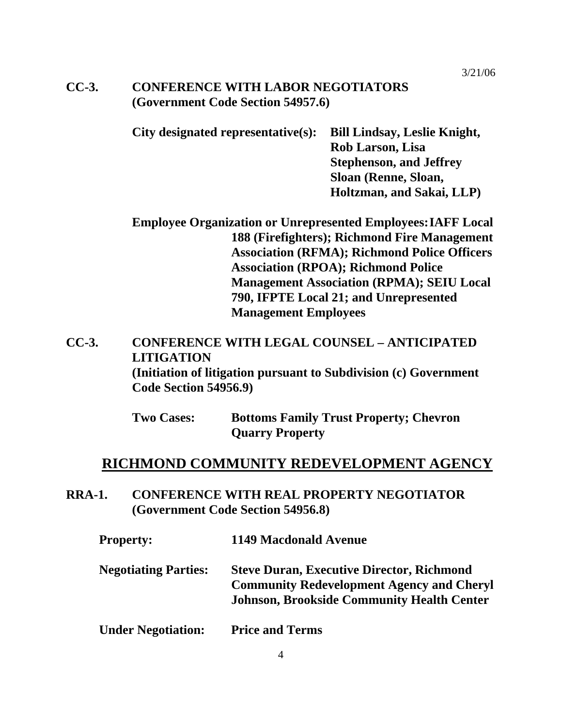3/21/06

**CC-3. CONFERENCE WITH LABOR NEGOTIATORS (Government Code Section 54957.6)**

**City designated representative(s):** **Bill Lindsay, Leslie Knight, Rob Larson, Lisa Stephenson, and Jeffrey Sloan (Renne, Sloan, Holtzman, and Sakai, LLP)**

**Employee Organization or Unrepresented Employees:** **IAFF Local 188 (Firefighters); Richmond Fire Management Association (RFMA); Richmond Police Officers Association (RPOA); Richmond Police Management Association (RPMA); SEIU Local 790, IFPTE Local 21; and Unrepresented Management Employees**

**CC-3. CONFERENCE WITH LEGAL COUNSEL – ANTICIPATED LITIGATION (Initiation of litigation pursuant to Subdivision (c) Government Code Section 54956.9)**

**Two Cases:** **Bottoms Family Trust Property; Chevron Quarry Property**

## RICHMOND COMMUNITY REDEVELOPMENT AGENCY

**RRA-1. CONFERENCE WITH REAL PROPERTY NEGOTIATOR (Government Code Section 54956.8)**

**Property:** **1149 Macdonald Avenue**

**Negotiating Parties:** **Steve Duran, Executive Director, Richmond Community Redevelopment Agency and Cheryl Johnson, Brookside Community Health Center**

**Under Negotiation:** **Price and Terms**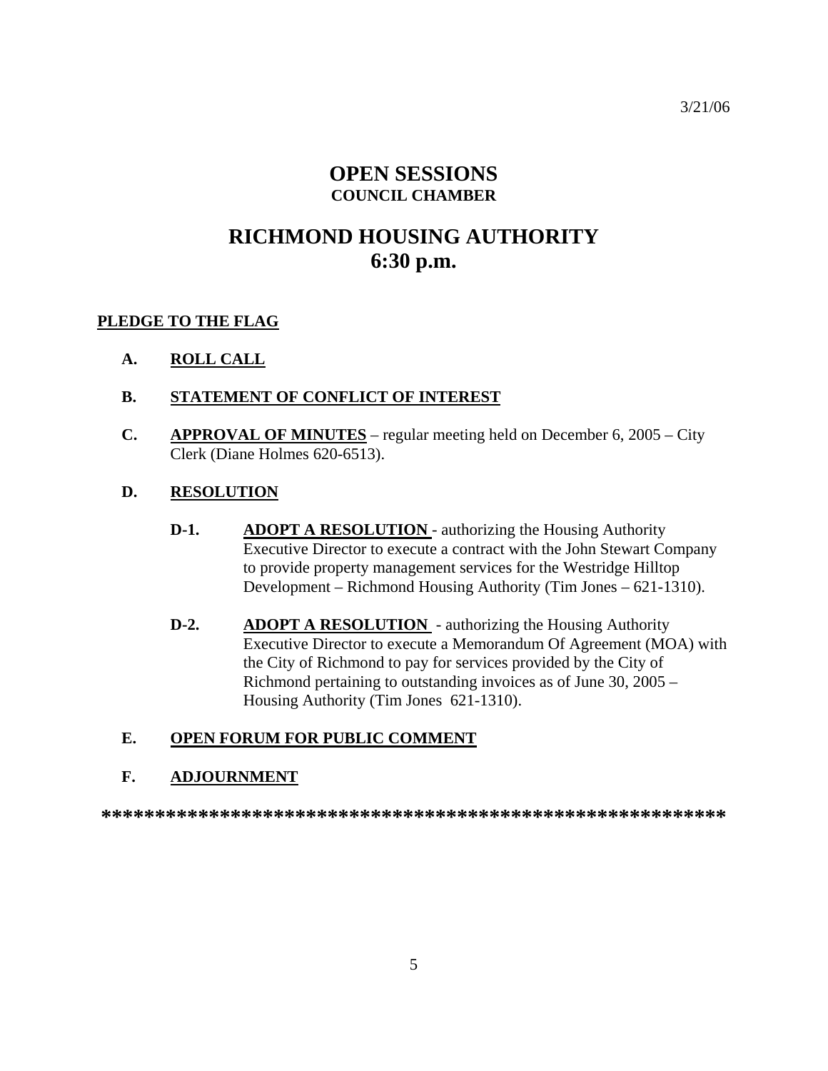3/21/06

# OPEN SESSIONS
## COUNCIL CHAMBER

# RICHMOND HOUSING AUTHORITY
# 6:30 p.m.

**PLEDGE TO THE FLAG**

**A. ROLL CALL**

**B. STATEMENT OF CONFLICT OF INTEREST**

**C. APPROVAL OF MINUTES** – regular meeting held on December 6, 2005 – City Clerk (Diane Holmes 620-6513).

**D. RESOLUTION**

**D-1. ADOPT A RESOLUTION** - authorizing the Housing Authority Executive Director to execute a contract with the John Stewart Company to provide property management services for the Westridge Hilltop Development – Richmond Housing Authority (Tim Jones – 621-1310).

**D-2. ADOPT A RESOLUTION** - authorizing the Housing Authority Executive Director to execute a Memorandum Of Agreement (MOA) with the City of Richmond to pay for services provided by the City of Richmond pertaining to outstanding invoices as of June 30, 2005 – Housing Authority (Tim Jones 621-1310).

**E. OPEN FORUM FOR PUBLIC COMMENT**

**F. ADJOURNMENT**

**\*\*\*\*\*\*\*\*\*\*\*\*\*\*\*\*\*\*\*\*\*\*\*\*\*\*\*\*\*\*\*\*\*\*\*\*\*\*\*\*\*\*\*\*\*\*\*\*\*\*\*\*\*\*\*\*\*\*\*\***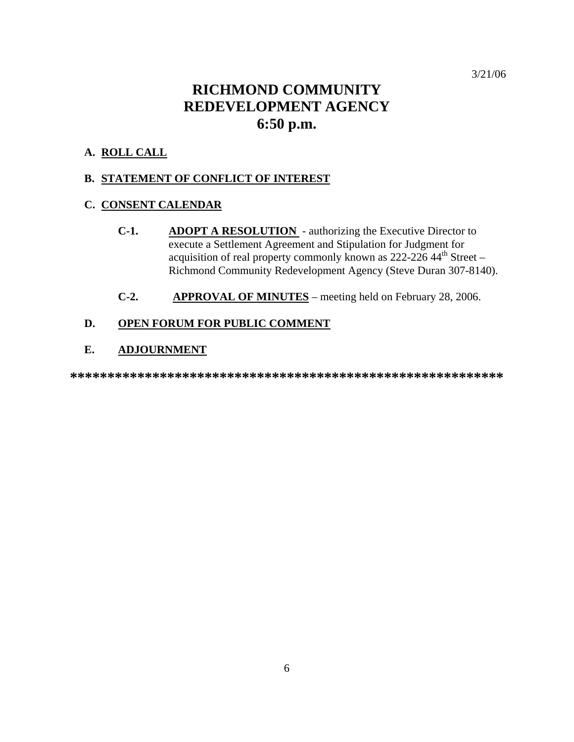3/21/06

# RICHMOND COMMUNITY REDEVELOPMENT AGENCY
# 6:50 p.m.

**A. ROLL CALL**

**B. STATEMENT OF CONFLICT OF INTEREST**

**C. CONSENT CALENDAR**

**C-1.** **ADOPT A RESOLUTION** - authorizing the Executive Director to execute a Settlement Agreement and Stipulation for Judgment for acquisition of real property commonly known as 222-226 44th Street – Richmond Community Redevelopment Agency (Steve Duran 307-8140).

**C-2.** **APPROVAL OF MINUTES** – meeting held on February 28, 2006.

**D. OPEN FORUM FOR PUBLIC COMMENT**

**E. ADJOURNMENT**

**********************************************************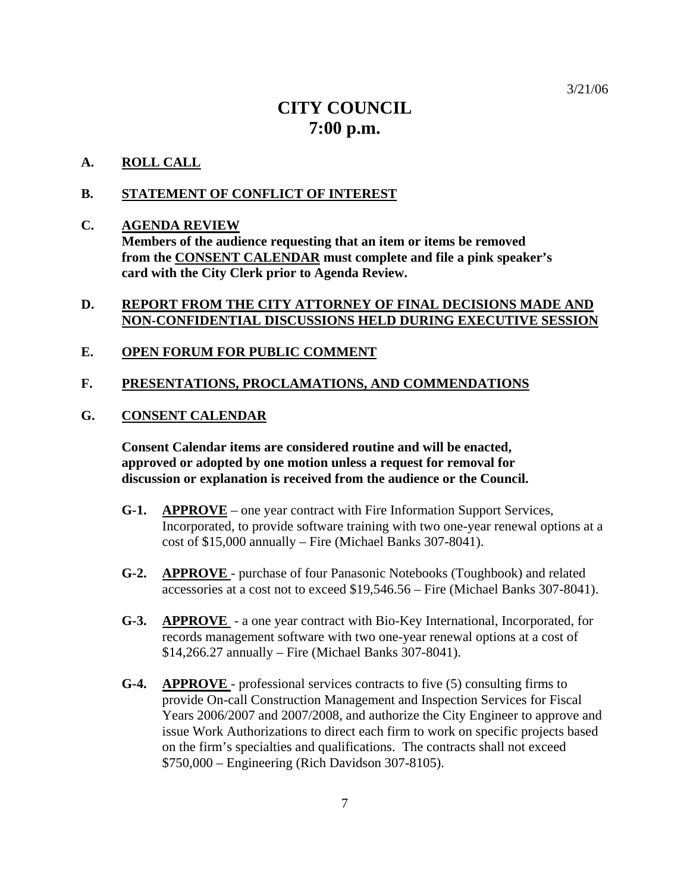3/21/06

# CITY COUNCIL
# 7:00 p.m.

**A. ROLL CALL**

**B. STATEMENT OF CONFLICT OF INTEREST**

**C. AGENDA REVIEW**
**Members of the audience requesting that an item or items be removed from the CONSENT CALENDAR must complete and file a pink speaker's card with the City Clerk prior to Agenda Review.**

**D. REPORT FROM THE CITY ATTORNEY OF FINAL DECISIONS MADE AND NON-CONFIDENTIAL DISCUSSIONS HELD DURING EXECUTIVE SESSION**

**E. OPEN FORUM FOR PUBLIC COMMENT**

**F. PRESENTATIONS, PROCLAMATIONS, AND COMMENDATIONS**

**G. CONSENT CALENDAR**

**Consent Calendar items are considered routine and will be enacted, approved or adopted by one motion unless a request for removal for discussion or explanation is received from the audience or the Council.**

**G-1. APPROVE** – one year contract with Fire Information Support Services, Incorporated, to provide software training with two one-year renewal options at a cost of $15,000 annually – Fire (Michael Banks 307-8041).

**G-2. APPROVE** - purchase of four Panasonic Notebooks (Toughbook) and related accessories at a cost not to exceed $19,546.56 – Fire (Michael Banks 307-8041).

**G-3. APPROVE** - a one year contract with Bio-Key International, Incorporated, for records management software with two one-year renewal options at a cost of $14,266.27 annually – Fire (Michael Banks 307-8041).

**G-4. APPROVE** - professional services contracts to five (5) consulting firms to provide On-call Construction Management and Inspection Services for Fiscal Years 2006/2007 and 2007/2008, and authorize the City Engineer to approve and issue Work Authorizations to direct each firm to work on specific projects based on the firm's specialties and qualifications. The contracts shall not exceed $750,000 – Engineering (Rich Davidson 307-8105).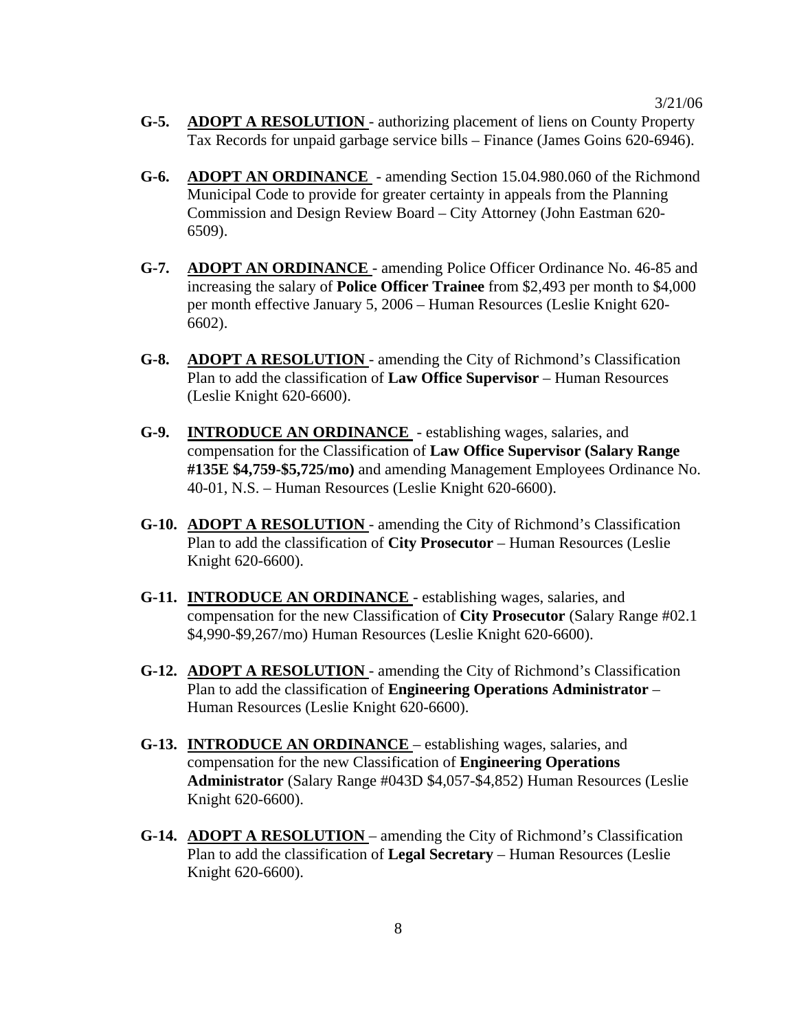3/21/06

**G-5.** **ADOPT A RESOLUTION** - authorizing placement of liens on County Property Tax Records for unpaid garbage service bills – Finance (James Goins 620-6946).

**G-6.** **ADOPT AN ORDINANCE** - amending Section 15.04.980.060 of the Richmond Municipal Code to provide for greater certainty in appeals from the Planning Commission and Design Review Board – City Attorney (John Eastman 620-6509).

**G-7.** **ADOPT AN ORDINANCE** - amending Police Officer Ordinance No. 46-85 and increasing the salary of **Police Officer Trainee** from $2,493 per month to $4,000 per month effective January 5, 2006 – Human Resources (Leslie Knight 620-6602).

**G-8.** **ADOPT A RESOLUTION** - amending the City of Richmond's Classification Plan to add the classification of **Law Office Supervisor** – Human Resources (Leslie Knight 620-6600).

**G-9.** **INTRODUCE AN ORDINANCE** - establishing wages, salaries, and compensation for the Classification of **Law Office Supervisor (Salary Range #135E $4,759-$5,725/mo)** and amending Management Employees Ordinance No. 40-01, N.S. – Human Resources (Leslie Knight 620-6600).

**G-10.** **ADOPT A RESOLUTION** - amending the City of Richmond's Classification Plan to add the classification of **City Prosecutor** – Human Resources (Leslie Knight 620-6600).

**G-11.** **INTRODUCE AN ORDINANCE** - establishing wages, salaries, and compensation for the new Classification of **City Prosecutor** (Salary Range #02.1 $4,990-$9,267/mo) Human Resources (Leslie Knight 620-6600).

**G-12.** **ADOPT A RESOLUTION** - amending the City of Richmond's Classification Plan to add the classification of **Engineering Operations Administrator** – Human Resources (Leslie Knight 620-6600).

**G-13.** **INTRODUCE AN ORDINANCE** – establishing wages, salaries, and compensation for the new Classification of **Engineering Operations Administrator** (Salary Range #043D $4,057-$4,852) Human Resources (Leslie Knight 620-6600).

**G-14.** **ADOPT A RESOLUTION** – amending the City of Richmond's Classification Plan to add the classification of **Legal Secretary** – Human Resources (Leslie Knight 620-6600).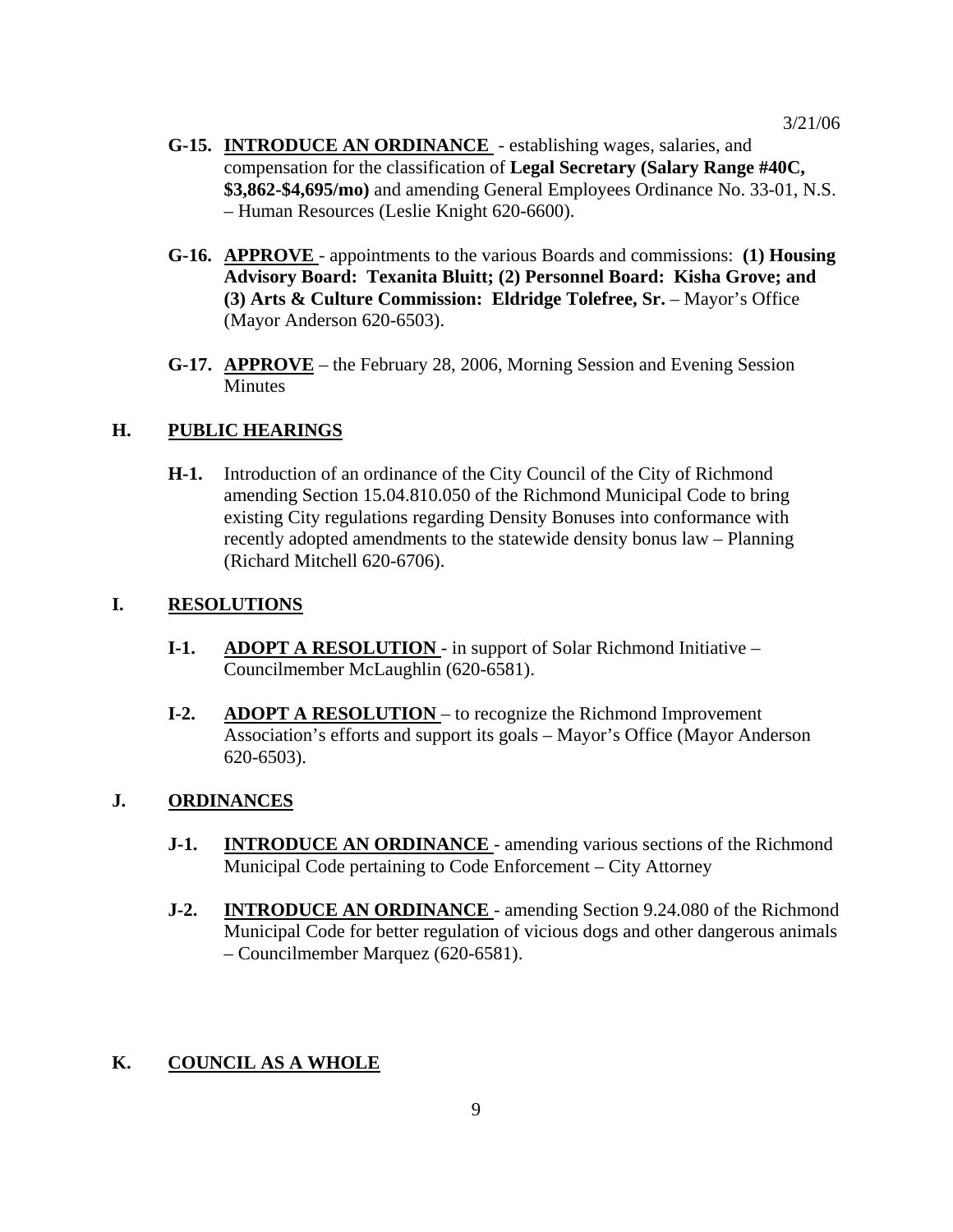3/21/06

- **G-15.** **INTRODUCE AN ORDINANCE** - establishing wages, salaries, and compensation for the classification of **Legal Secretary (Salary Range #40C, $3,862-$4,695/mo)** and amending General Employees Ordinance No. 33-01, N.S. – Human Resources (Leslie Knight 620-6600).

- **G-16.** **APPROVE** - appointments to the various Boards and commissions: **(1) Housing Advisory Board: Texanita Bluitt; (2) Personnel Board: Kisha Grove; and (3) Arts & Culture Commission: Eldridge Tolefree, Sr.** – Mayor's Office (Mayor Anderson 620-6503).

- **G-17.** **APPROVE** – the February 28, 2006, Morning Session and Evening Session Minutes

## H. PUBLIC HEARINGS

- **H-1.** Introduction of an ordinance of the City Council of the City of Richmond amending Section 15.04.810.050 of the Richmond Municipal Code to bring existing City regulations regarding Density Bonuses into conformance with recently adopted amendments to the statewide density bonus law – Planning (Richard Mitchell 620-6706).

## I. RESOLUTIONS

- **I-1.** **ADOPT A RESOLUTION** - in support of Solar Richmond Initiative – Councilmember McLaughlin (620-6581).

- **I-2.** **ADOPT A RESOLUTION** – to recognize the Richmond Improvement Association's efforts and support its goals – Mayor's Office (Mayor Anderson 620-6503).

## J. ORDINANCES

- **J-1.** **INTRODUCE AN ORDINANCE** - amending various sections of the Richmond Municipal Code pertaining to Code Enforcement – City Attorney

- **J-2.** **INTRODUCE AN ORDINANCE** - amending Section 9.24.080 of the Richmond Municipal Code for better regulation of vicious dogs and other dangerous animals – Councilmember Marquez (620-6581).

## K. COUNCIL AS A WHOLE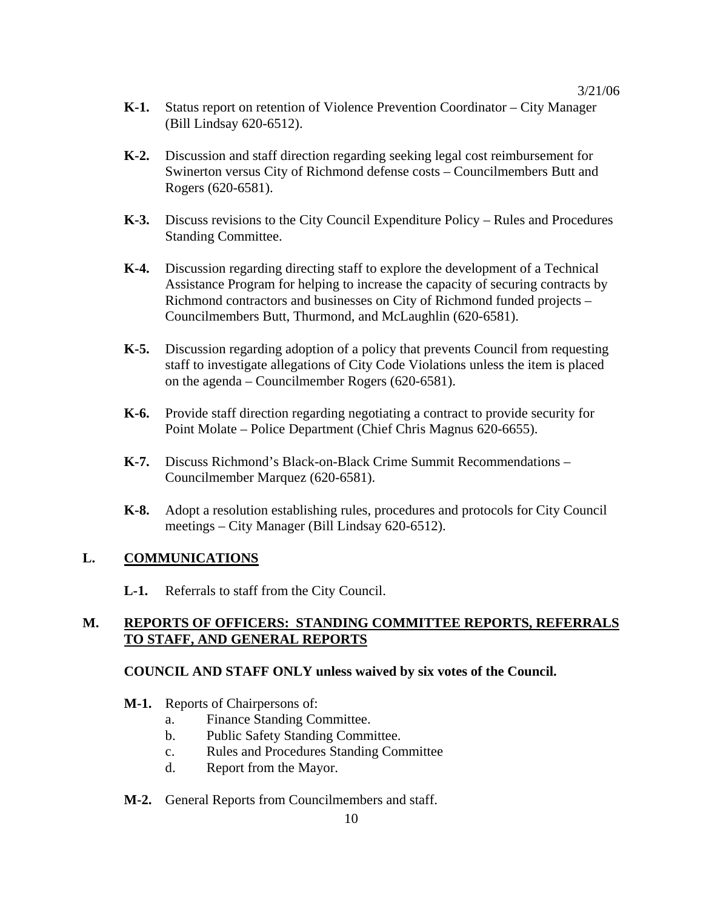- **K-1.** Status report on retention of Violence Prevention Coordinator – City Manager (Bill Lindsay 620-6512).

- **K-2.** Discussion and staff direction regarding seeking legal cost reimbursement for Swinerton versus City of Richmond defense costs – Councilmembers Butt and Rogers (620-6581).

- **K-3.** Discuss revisions to the City Council Expenditure Policy – Rules and Procedures Standing Committee.

- **K-4.** Discussion regarding directing staff to explore the development of a Technical Assistance Program for helping to increase the capacity of securing contracts by Richmond contractors and businesses on City of Richmond funded projects – Councilmembers Butt, Thurmond, and McLaughlin (620-6581).

- **K-5.** Discussion regarding adoption of a policy that prevents Council from requesting staff to investigate allegations of City Code Violations unless the item is placed on the agenda – Councilmember Rogers (620-6581).

- **K-6.** Provide staff direction regarding negotiating a contract to provide security for Point Molate – Police Department (Chief Chris Magnus 620-6655).

- **K-7.** Discuss Richmond's Black-on-Black Crime Summit Recommendations – Councilmember Marquez (620-6581).

- **K-8.** Adopt a resolution establishing rules, procedures and protocols for City Council meetings – City Manager (Bill Lindsay 620-6512).

## L. COMMUNICATIONS

- **L-1.** Referrals to staff from the City Council.

## M. REPORTS OF OFFICERS: STANDING COMMITTEE REPORTS, REFERRALS TO STAFF, AND GENERAL REPORTS

**COUNCIL AND STAFF ONLY unless waived by six votes of the Council.**

- **M-1.** Reports of Chairpersons of:
  - a. Finance Standing Committee.
  - b. Public Safety Standing Committee.
  - c. Rules and Procedures Standing Committee
  - d. Report from the Mayor.

- **M-2.** General Reports from Councilmembers and staff.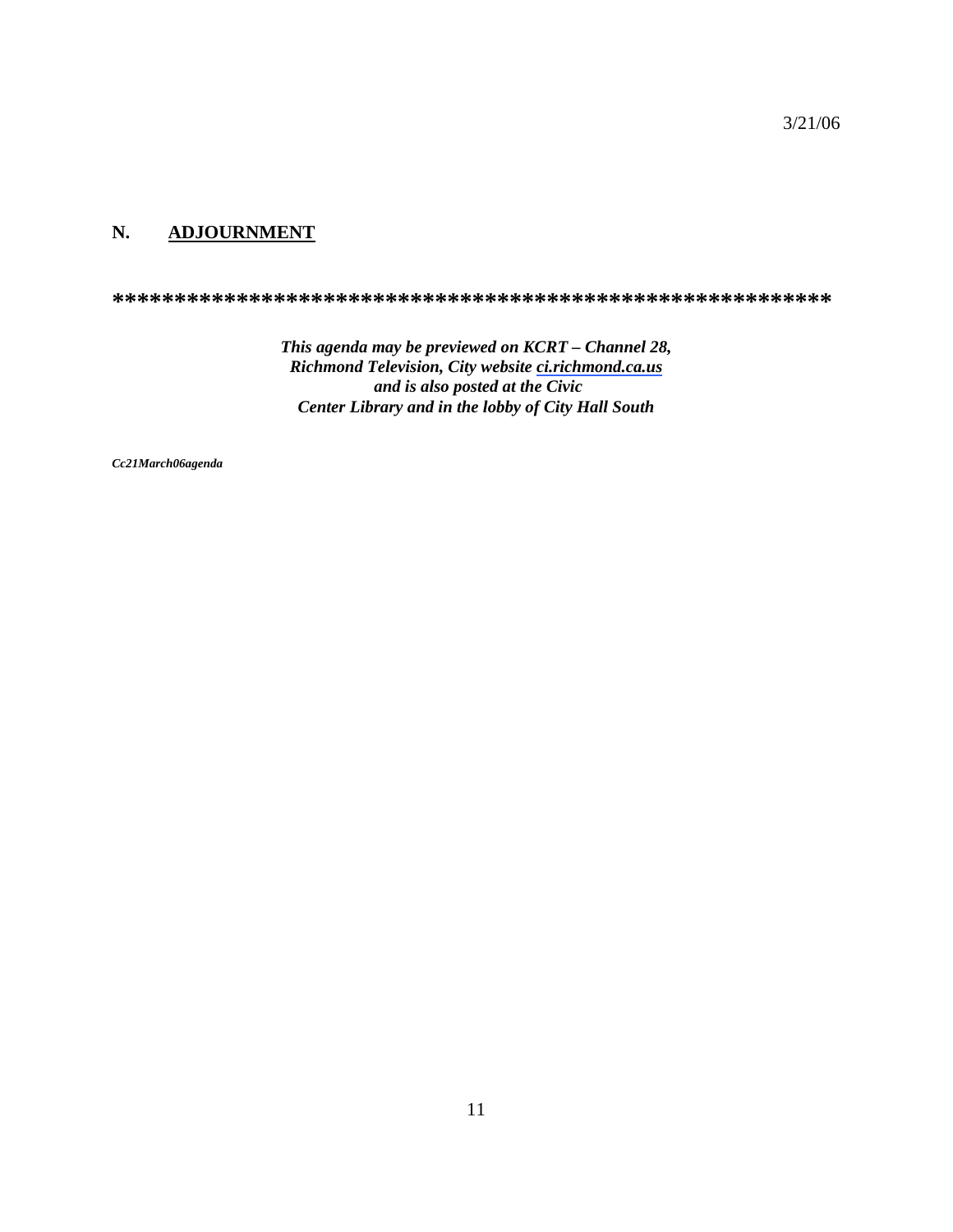## N. ADJOURNMENT

**********************************************************

***This agenda may be previewed on KCRT – Channel 28, Richmond Television, City website ci.richmond.ca.us and is also posted at the Civic Center Library and in the lobby of City Hall South***

***Cc21March06agenda***